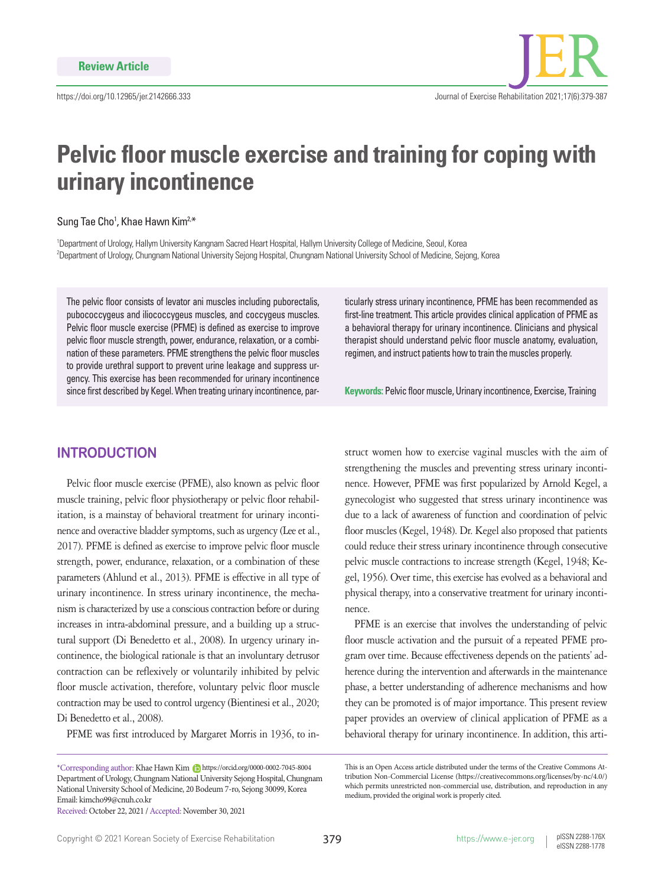Review Article

https://doi.org/10.12965/jer.2142666.333

# Pelvic floor muscle exercise and training for coping with urinary incontinence

Sung Tae Cho[1], Khae Hawn Kim[2,*]

[1]Department of Urology, Hallym University Kangnam Sacred Heart Hospital, Hallym University College of Medicine, Seoul, Korea
[2]Department of Urology, Chungnam National University Sejong Hospital, Chungnam National University School of Medicine, Sejong, Korea

The pelvic floor consists of levator ani muscles including puborectalis, pubococcygeus and iliococcygeus muscles, and coccygeus muscles. Pelvic floor muscle exercise (PFME) is defined as exercise to improve pelvic floor muscle strength, power, endurance, relaxation, or a combination of these parameters. PFME strengthens the pelvic floor muscles to provide urethral support to prevent urine leakage and suppress urgency. This exercise has been recommended for urinary incontinence since first described by Kegel. When treating urinary incontinence, particularly stress urinary incontinence, PFME has been recommended as first-line treatment. This article provides clinical application of PFME as a behavioral therapy for urinary incontinence. Clinicians and physical therapist should understand pelvic floor muscle anatomy, evaluation, regimen, and instruct patients how to train the muscles properly.

**Keywords:** Pelvic floor muscle, Urinary incontinence, Exercise, Training

## INTRODUCTION

Pelvic floor muscle exercise (PFME), also known as pelvic floor muscle training, pelvic floor physiotherapy or pelvic floor rehabilitation, is a mainstay of behavioral treatment for urinary incontinence and overactive bladder symptoms, such as urgency (Lee et al., 2017). PFME is defined as exercise to improve pelvic floor muscle strength, power, endurance, relaxation, or a combination of these parameters (Ahlund et al., 2013). PFME is effective in all type of urinary incontinence. In stress urinary incontinence, the mechanism is characterized by use a conscious contraction before or during increases in intra-abdominal pressure, and a building up a structural support (Di Benedetto et al., 2008). In urgency urinary incontinence, the biological rationale is that an involuntary detrusor contraction can be reflexively or voluntarily inhibited by pelvic floor muscle activation, therefore, voluntary pelvic floor muscle contraction may be used to control urgency (Bientinesi et al., 2020; Di Benedetto et al., 2008).

PFME was first introduced by Margaret Morris in 1936, to instruct women how to exercise vaginal muscles with the aim of strengthening the muscles and preventing stress urinary incontinence. However, PFME was first popularized by Arnold Kegel, a gynecologist who suggested that stress urinary incontinence was due to a lack of awareness of function and coordination of pelvic floor muscles (Kegel, 1948). Dr. Kegel also proposed that patients could reduce their stress urinary incontinence through consecutive pelvic muscle contractions to increase strength (Kegel, 1948; Kegel, 1956). Over time, this exercise has evolved as a behavioral and physical therapy, into a conservative treatment for urinary incontinence.

PFME is an exercise that involves the understanding of pelvic floor muscle activation and the pursuit of a repeated PFME program over time. Because effectiveness depends on the patients' adherence during the intervention and afterwards in the maintenance phase, a better understanding of adherence mechanisms and how they can be promoted is of major importance. This present review paper provides an overview of clinical application of PFME as a behavioral therapy for urinary incontinence. In addition, this arti-

*Corresponding author: Khae Hawn Kim https://orcid.org/0000-0002-7045-8004
Department of Urology, Chungnam National University Sejong Hospital, Chungnam National University School of Medicine, 20 Bodeum 7-ro, Sejong 30099, Korea
Email: kimcho99@cnuh.co.kr
Received: October 22, 2021 / Accepted: November 30, 2021

This is an Open Access article distributed under the terms of the Creative Commons Attribution Non-Commercial License (https://creativecommons.org/licenses/by-nc/4.0/) which permits unrestricted non-commercial use, distribution, and reproduction in any medium, provided the original work is properly cited.

Copyright © 2021 Korean Society of Exercise Rehabilitation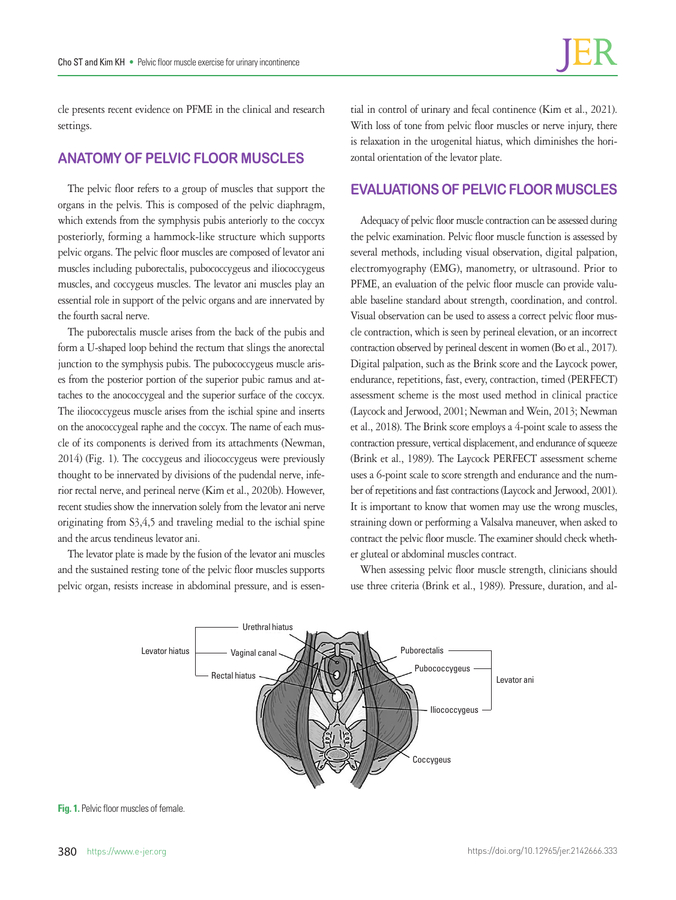cle presents recent evidence on PFME in the clinical and research settings.

## ANATOMY OF PELVIC FLOOR MUSCLES

The pelvic floor refers to a group of muscles that support the organs in the pelvis. This is composed of the pelvic diaphragm, which extends from the symphysis pubis anteriorly to the coccyx posteriorly, forming a hammock-like structure which supports pelvic organs. The pelvic floor muscles are composed of levator ani muscles including puborectalis, pubococcygeus and iliococcygeus muscles, and coccygeus muscles. The levator ani muscles play an essential role in support of the pelvic organs and are innervated by the fourth sacral nerve.

The puborectalis muscle arises from the back of the pubis and form a U-shaped loop behind the rectum that slings the anorectal junction to the symphysis pubis. The pubococcygeus muscle arises from the posterior portion of the superior pubic ramus and attaches to the anococcygeal and the superior surface of the coccyx. The iliococcygeus muscle arises from the ischial spine and inserts on the anococcygeal raphe and the coccyx. The name of each muscle of its components is derived from its attachments (Newman, 2014) (Fig. 1). The coccygeus and iliococcygeus were previously thought to be innervated by divisions of the pudendal nerve, inferior rectal nerve, and perineal nerve (Kim et al., 2020b). However, recent studies show the innervation solely from the levator ani nerve originating from S3,4,5 and traveling medial to the ischial spine and the arcus tendineus levator ani.

The levator plate is made by the fusion of the levator ani muscles and the sustained resting tone of the pelvic floor muscles supports pelvic organ, resists increase in abdominal pressure, and is essential in control of urinary and fecal continence (Kim et al., 2021). With loss of tone from pelvic floor muscles or nerve injury, there is relaxation in the urogenital hiatus, which diminishes the horizontal orientation of the levator plate.

## EVALUATIONS OF PELVIC FLOOR MUSCLES

Adequacy of pelvic floor muscle contraction can be assessed during the pelvic examination. Pelvic floor muscle function is assessed by several methods, including visual observation, digital palpation, electromyography (EMG), manometry, or ultrasound. Prior to PFME, an evaluation of the pelvic floor muscle can provide valuable baseline standard about strength, coordination, and control. Visual observation can be used to assess a correct pelvic floor muscle contraction, which is seen by perineal elevation, or an incorrect contraction observed by perineal descent in women (Bo et al., 2017). Digital palpation, such as the Brink score and the Laycock power, endurance, repetitions, fast, every, contraction, timed (PERFECT) assessment scheme is the most used method in clinical practice (Laycock and Jerwood, 2001; Newman and Wein, 2013; Newman et al., 2018). The Brink score employs a 4-point scale to assess the contraction pressure, vertical displacement, and endurance of squeeze (Brink et al., 1989). The Laycock PERFECT assessment scheme uses a 6-point scale to score strength and endurance and the number of repetitions and fast contractions (Laycock and Jerwood, 2001). It is important to know that women may use the wrong muscles, straining down or performing a Valsalva maneuver, when asked to contract the pelvic floor muscle. The examiner should check whether gluteal or abdominal muscles contract.

When assessing pelvic floor muscle strength, clinicians should use three criteria (Brink et al., 1989). Pressure, duration, and al-

Levator hiatus: Urethral hiatus, Vaginal canal, Rectal hiatus
Levator ani: Puborectalis, Pubococcygeus, Iliococcygeus
Coccygeus

**Fig. 1.** Pelvic floor muscles of female.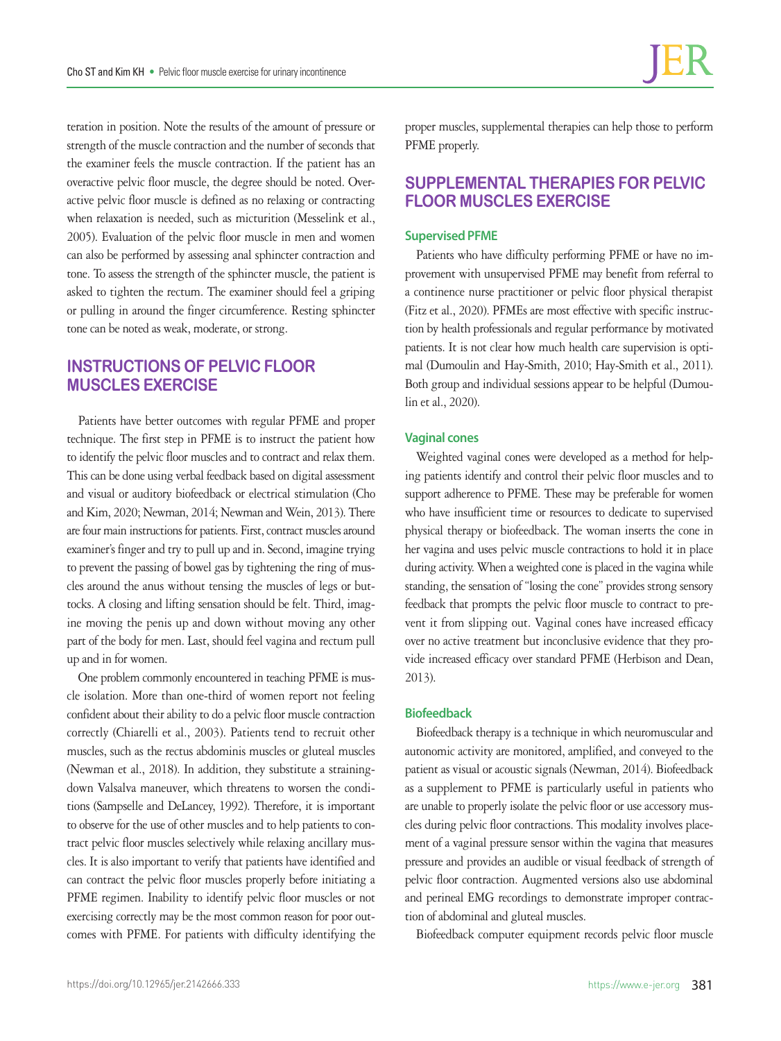teration in position. Note the results of the amount of pressure or strength of the muscle contraction and the number of seconds that the examiner feels the muscle contraction. If the patient has an overactive pelvic floor muscle, the degree should be noted. Overactive pelvic floor muscle is defined as no relaxing or contracting when relaxation is needed, such as micturition (Messelink et al., 2005). Evaluation of the pelvic floor muscle in men and women can also be performed by assessing anal sphincter contraction and tone. To assess the strength of the sphincter muscle, the patient is asked to tighten the rectum. The examiner should feel a griping or pulling in around the finger circumference. Resting sphincter tone can be noted as weak, moderate, or strong.

## INSTRUCTIONS OF PELVIC FLOOR MUSCLES EXERCISE

Patients have better outcomes with regular PFME and proper technique. The first step in PFME is to instruct the patient how to identify the pelvic floor muscles and to contract and relax them. This can be done using verbal feedback based on digital assessment and visual or auditory biofeedback or electrical stimulation (Cho and Kim, 2020; Newman, 2014; Newman and Wein, 2013). There are four main instructions for patients. First, contract muscles around examiner's finger and try to pull up and in. Second, imagine trying to prevent the passing of bowel gas by tightening the ring of muscles around the anus without tensing the muscles of legs or buttocks. A closing and lifting sensation should be felt. Third, imagine moving the penis up and down without moving any other part of the body for men. Last, should feel vagina and rectum pull up and in for women.

One problem commonly encountered in teaching PFME is muscle isolation. More than one-third of women report not feeling confident about their ability to do a pelvic floor muscle contraction correctly (Chiarelli et al., 2003). Patients tend to recruit other muscles, such as the rectus abdominis muscles or gluteal muscles (Newman et al., 2018). In addition, they substitute a straining-down Valsalva maneuver, which threatens to worsen the conditions (Sampselle and DeLancey, 1992). Therefore, it is important to observe for the use of other muscles and to help patients to contract pelvic floor muscles selectively while relaxing ancillary muscles. It is also important to verify that patients have identified and can contract the pelvic floor muscles properly before initiating a PFME regimen. Inability to identify pelvic floor muscles or not exercising correctly may be the most common reason for poor outcomes with PFME. For patients with difficulty identifying the proper muscles, supplemental therapies can help those to perform PFME properly.

## SUPPLEMENTAL THERAPIES FOR PELVIC FLOOR MUSCLES EXERCISE

### Supervised PFME

Patients who have difficulty performing PFME or have no improvement with unsupervised PFME may benefit from referral to a continence nurse practitioner or pelvic floor physical therapist (Fitz et al., 2020). PFMEs are most effective with specific instruction by health professionals and regular performance by motivated patients. It is not clear how much health care supervision is optimal (Dumoulin and Hay-Smith, 2010; Hay-Smith et al., 2011). Both group and individual sessions appear to be helpful (Dumoulin et al., 2020).

### Vaginal cones

Weighted vaginal cones were developed as a method for helping patients identify and control their pelvic floor muscles and to support adherence to PFME. These may be preferable for women who have insufficient time or resources to dedicate to supervised physical therapy or biofeedback. The woman inserts the cone in her vagina and uses pelvic muscle contractions to hold it in place during activity. When a weighted cone is placed in the vagina while standing, the sensation of "losing the cone" provides strong sensory feedback that prompts the pelvic floor muscle to contract to prevent it from slipping out. Vaginal cones have increased efficacy over no active treatment but inconclusive evidence that they provide increased efficacy over standard PFME (Herbison and Dean, 2013).

### Biofeedback

Biofeedback therapy is a technique in which neuromuscular and autonomic activity are monitored, amplified, and conveyed to the patient as visual or acoustic signals (Newman, 2014). Biofeedback as a supplement to PFME is particularly useful in patients who are unable to properly isolate the pelvic floor or use accessory muscles during pelvic floor contractions. This modality involves placement of a vaginal pressure sensor within the vagina that measures pressure and provides an audible or visual feedback of strength of pelvic floor contraction. Augmented versions also use abdominal and perineal EMG recordings to demonstrate improper contraction of abdominal and gluteal muscles.

Biofeedback computer equipment records pelvic floor muscle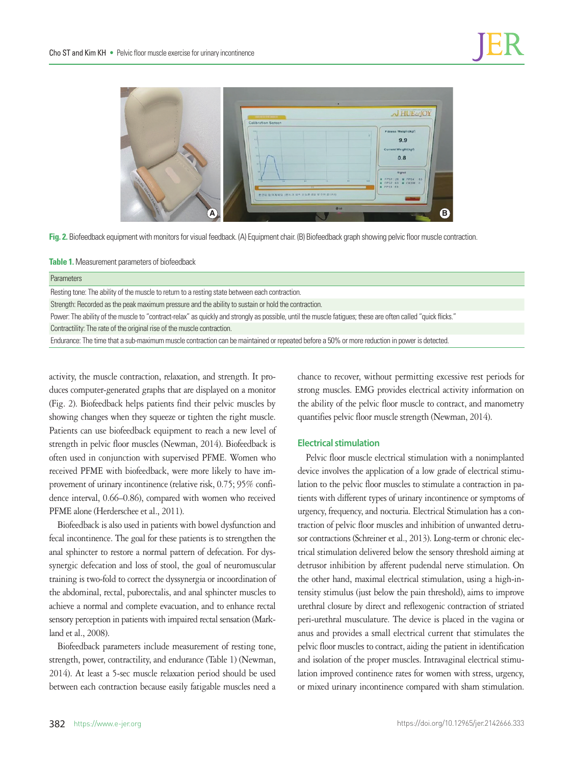Fig. 2. Biofeedback equipment with monitors for visual feedback. (A) Equipment chair. (B) Biofeedback graph showing pelvic floor muscle contraction.

**Table 1.** Measurement parameters of biofeedback

| Parameters |
|---|
| Resting tone: The ability of the muscle to return to a resting state between each contraction. |
| Strength: Recorded as the peak maximum pressure and the ability to sustain or hold the contraction. |
| Power: The ability of the muscle to "contract-relax" as quickly and strongly as possible, until the muscle fatigues; these are often called "quick flicks." |
| Contractility: The rate of the original rise of the muscle contraction. |
| Endurance: The time that a sub-maximum muscle contraction can be maintained or repeated before a 50% or more reduction in power is detected. |

activity, the muscle contraction, relaxation, and strength. It produces computer-generated graphs that are displayed on a monitor (Fig. 2). Biofeedback helps patients find their pelvic muscles by showing changes when they squeeze or tighten the right muscle. Patients can use biofeedback equipment to reach a new level of strength in pelvic floor muscles (Newman, 2014). Biofeedback is often used in conjunction with supervised PFME. Women who received PFME with biofeedback, were more likely to have improvement of urinary incontinence (relative risk, 0.75; 95% confidence interval, 0.66–0.86), compared with women who received PFME alone (Herderschee et al., 2011).

Biofeedback is also used in patients with bowel dysfunction and fecal incontinence. The goal for these patients is to strengthen the anal sphincter to restore a normal pattern of defecation. For dyssynergic defecation and loss of stool, the goal of neuromuscular training is two-fold to correct the dyssynergia or incoordination of the abdominal, rectal, puborectalis, and anal sphincter muscles to achieve a normal and complete evacuation, and to enhance rectal sensory perception in patients with impaired rectal sensation (Markland et al., 2008).

Biofeedback parameters include measurement of resting tone, strength, power, contractility, and endurance (Table 1) (Newman, 2014). At least a 5-sec muscle relaxation period should be used between each contraction because easily fatigable muscles need a chance to recover, without permitting excessive rest periods for strong muscles. EMG provides electrical activity information on the ability of the pelvic floor muscle to contract, and manometry quantifies pelvic floor muscle strength (Newman, 2014).

## Electrical stimulation

Pelvic floor muscle electrical stimulation with a nonimplanted device involves the application of a low grade of electrical stimulation to the pelvic floor muscles to stimulate a contraction in patients with different types of urinary incontinence or symptoms of urgency, frequency, and nocturia. Electrical Stimulation has a contraction of pelvic floor muscles and inhibition of unwanted detrusor contractions (Schreiner et al., 2013). Long-term or chronic electrical stimulation delivered below the sensory threshold aiming at detrusor inhibition by afferent pudendal nerve stimulation. On the other hand, maximal electrical stimulation, using a high-intensity stimulus (just below the pain threshold), aims to improve urethral closure by direct and reflexogenic contraction of striated peri-urethral musculature. The device is placed in the vagina or anus and provides a small electrical current that stimulates the pelvic floor muscles to contract, aiding the patient in identification and isolation of the proper muscles. Intravaginal electrical stimulation improved continence rates for women with stress, urgency, or mixed urinary incontinence compared with sham stimulation.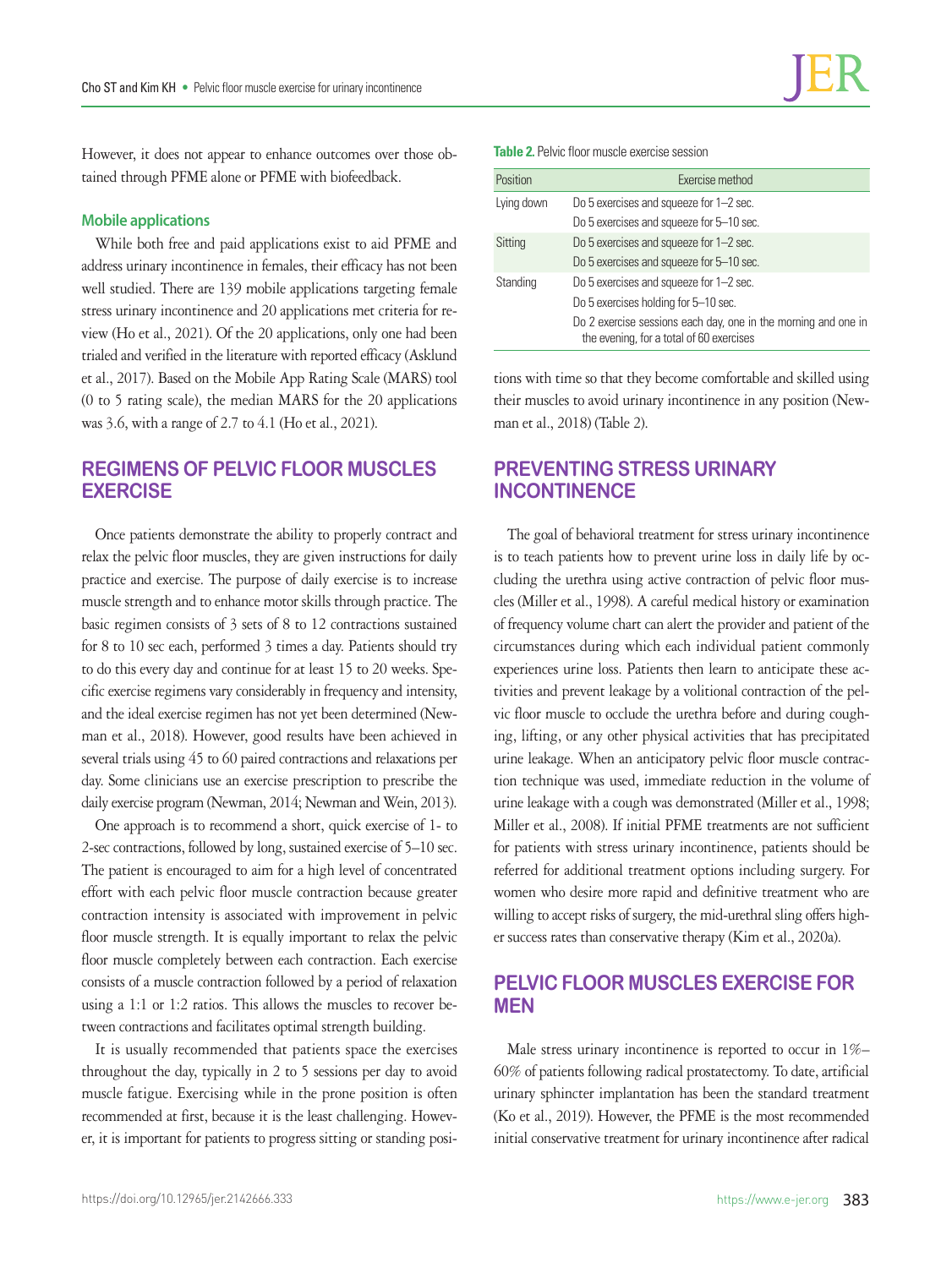However, it does not appear to enhance outcomes over those obtained through PFME alone or PFME with biofeedback.

### Mobile applications

While both free and paid applications exist to aid PFME and address urinary incontinence in females, their efficacy has not been well studied. There are 139 mobile applications targeting female stress urinary incontinence and 20 applications met criteria for review (Ho et al., 2021). Of the 20 applications, only one had been trialed and verified in the literature with reported efficacy (Asklund et al., 2017). Based on the Mobile App Rating Scale (MARS) tool (0 to 5 rating scale), the median MARS for the 20 applications was 3.6, with a range of 2.7 to 4.1 (Ho et al., 2021).

## REGIMENS OF PELVIC FLOOR MUSCLES EXERCISE

Once patients demonstrate the ability to properly contract and relax the pelvic floor muscles, they are given instructions for daily practice and exercise. The purpose of daily exercise is to increase muscle strength and to enhance motor skills through practice. The basic regimen consists of 3 sets of 8 to 12 contractions sustained for 8 to 10 sec each, performed 3 times a day. Patients should try to do this every day and continue for at least 15 to 20 weeks. Specific exercise regimens vary considerably in frequency and intensity, and the ideal exercise regimen has not yet been determined (Newman et al., 2018). However, good results have been achieved in several trials using 45 to 60 paired contractions and relaxations per day. Some clinicians use an exercise prescription to prescribe the daily exercise program (Newman, 2014; Newman and Wein, 2013).

One approach is to recommend a short, quick exercise of 1- to 2-sec contractions, followed by long, sustained exercise of 5–10 sec. The patient is encouraged to aim for a high level of concentrated effort with each pelvic floor muscle contraction because greater contraction intensity is associated with improvement in pelvic floor muscle strength. It is equally important to relax the pelvic floor muscle completely between each contraction. Each exercise consists of a muscle contraction followed by a period of relaxation using a 1:1 or 1:2 ratios. This allows the muscles to recover between contractions and facilitates optimal strength building.

It is usually recommended that patients space the exercises throughout the day, typically in 2 to 5 sessions per day to avoid muscle fatigue. Exercising while in the prone position is often recommended at first, because it is the least challenging. However, it is important for patients to progress sitting or standing positions with time so that they become comfortable and skilled using their muscles to avoid urinary incontinence in any position (Newman et al., 2018) (Table 2).

**Table 2.** Pelvic floor muscle exercise session

| Position | Exercise method |
|---|---|
| Lying down | Do 5 exercises and squeeze for 1–2 sec. |
| | Do 5 exercises and squeeze for 5–10 sec. |
| Sitting | Do 5 exercises and squeeze for 1–2 sec. |
| | Do 5 exercises and squeeze for 5–10 sec. |
| Standing | Do 5 exercises and squeeze for 1–2 sec. |
| | Do 5 exercises holding for 5–10 sec. |
| | Do 2 exercise sessions each day, one in the morning and one in the evening, for a total of 60 exercises |

## PREVENTING STRESS URINARY INCONTINENCE

The goal of behavioral treatment for stress urinary incontinence is to teach patients how to prevent urine loss in daily life by occluding the urethra using active contraction of pelvic floor muscles (Miller et al., 1998). A careful medical history or examination of frequency volume chart can alert the provider and patient of the circumstances during which each individual patient commonly experiences urine loss. Patients then learn to anticipate these activities and prevent leakage by a volitional contraction of the pelvic floor muscle to occlude the urethra before and during coughing, lifting, or any other physical activities that has precipitated urine leakage. When an anticipatory pelvic floor muscle contraction technique was used, immediate reduction in the volume of urine leakage with a cough was demonstrated (Miller et al., 1998; Miller et al., 2008). If initial PFME treatments are not sufficient for patients with stress urinary incontinence, patients should be referred for additional treatment options including surgery. For women who desire more rapid and definitive treatment who are willing to accept risks of surgery, the mid-urethral sling offers higher success rates than conservative therapy (Kim et al., 2020a).

## PELVIC FLOOR MUSCLES EXERCISE FOR MEN

Male stress urinary incontinence is reported to occur in 1%–60% of patients following radical prostatectomy. To date, artificial urinary sphincter implantation has been the standard treatment (Ko et al., 2019). However, the PFME is the most recommended initial conservative treatment for urinary incontinence after radical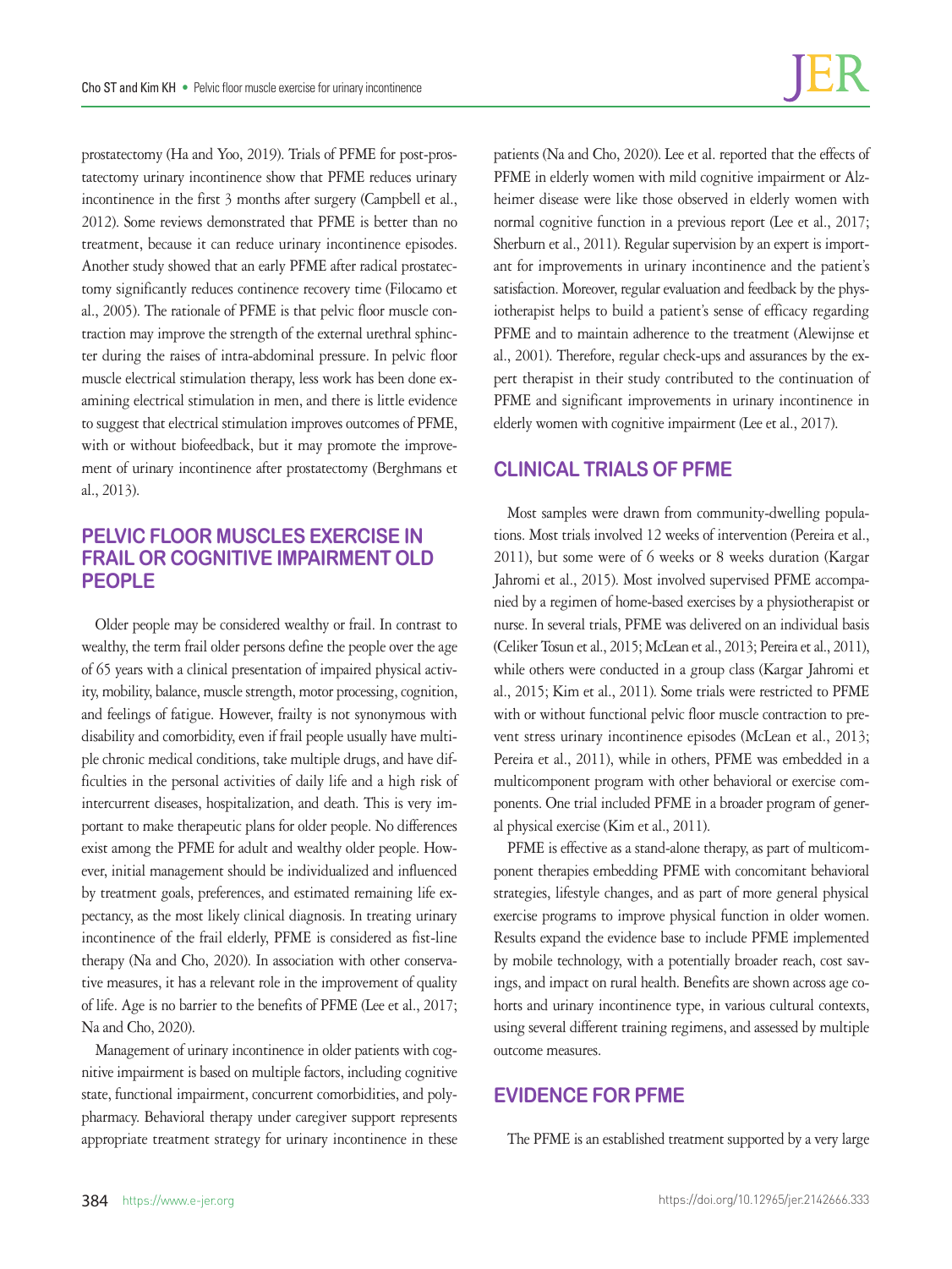prostatectomy (Ha and Yoo, 2019). Trials of PFME for post-prostatectomy urinary incontinence show that PFME reduces urinary incontinence in the first 3 months after surgery (Campbell et al., 2012). Some reviews demonstrated that PFME is better than no treatment, because it can reduce urinary incontinence episodes. Another study showed that an early PFME after radical prostatectomy significantly reduces continence recovery time (Filocamo et al., 2005). The rationale of PFME is that pelvic floor muscle contraction may improve the strength of the external urethral sphincter during the raises of intra-abdominal pressure. In pelvic floor muscle electrical stimulation therapy, less work has been done examining electrical stimulation in men, and there is little evidence to suggest that electrical stimulation improves outcomes of PFME, with or without biofeedback, but it may promote the improvement of urinary incontinence after prostatectomy (Berghmans et al., 2013).

## PELVIC FLOOR MUSCLES EXERCISE IN FRAIL OR COGNITIVE IMPAIRMENT OLD PEOPLE

Older people may be considered wealthy or frail. In contrast to wealthy, the term frail older persons define the people over the age of 65 years with a clinical presentation of impaired physical activity, mobility, balance, muscle strength, motor processing, cognition, and feelings of fatigue. However, frailty is not synonymous with disability and comorbidity, even if frail people usually have multiple chronic medical conditions, take multiple drugs, and have difficulties in the personal activities of daily life and a high risk of intercurrent diseases, hospitalization, and death. This is very important to make therapeutic plans for older people. No differences exist among the PFME for adult and wealthy older people. However, initial management should be individualized and influenced by treatment goals, preferences, and estimated remaining life expectancy, as the most likely clinical diagnosis. In treating urinary incontinence of the frail elderly, PFME is considered as fist-line therapy (Na and Cho, 2020). In association with other conservative measures, it has a relevant role in the improvement of quality of life. Age is no barrier to the benefits of PFME (Lee et al., 2017; Na and Cho, 2020).

Management of urinary incontinence in older patients with cognitive impairment is based on multiple factors, including cognitive state, functional impairment, concurrent comorbidities, and polypharmacy. Behavioral therapy under caregiver support represents appropriate treatment strategy for urinary incontinence in these patients (Na and Cho, 2020). Lee et al. reported that the effects of PFME in elderly women with mild cognitive impairment or Alzheimer disease were like those observed in elderly women with normal cognitive function in a previous report (Lee et al., 2017; Sherburn et al., 2011). Regular supervision by an expert is important for improvements in urinary incontinence and the patient's satisfaction. Moreover, regular evaluation and feedback by the physiotherapist helps to build a patient's sense of efficacy regarding PFME and to maintain adherence to the treatment (Alewijnse et al., 2001). Therefore, regular check-ups and assurances by the expert therapist in their study contributed to the continuation of PFME and significant improvements in urinary incontinence in elderly women with cognitive impairment (Lee et al., 2017).

## CLINICAL TRIALS OF PFME

Most samples were drawn from community-dwelling populations. Most trials involved 12 weeks of intervention (Pereira et al., 2011), but some were of 6 weeks or 8 weeks duration (Kargar Jahromi et al., 2015). Most involved supervised PFME accompanied by a regimen of home-based exercises by a physiotherapist or nurse. In several trials, PFME was delivered on an individual basis (Celiker Tosun et al., 2015; McLean et al., 2013; Pereira et al., 2011), while others were conducted in a group class (Kargar Jahromi et al., 2015; Kim et al., 2011). Some trials were restricted to PFME with or without functional pelvic floor muscle contraction to prevent stress urinary incontinence episodes (McLean et al., 2013; Pereira et al., 2011), while in others, PFME was embedded in a multicomponent program with other behavioral or exercise components. One trial included PFME in a broader program of general physical exercise (Kim et al., 2011).

PFME is effective as a stand-alone therapy, as part of multicomponent therapies embedding PFME with concomitant behavioral strategies, lifestyle changes, and as part of more general physical exercise programs to improve physical function in older women. Results expand the evidence base to include PFME implemented by mobile technology, with a potentially broader reach, cost savings, and impact on rural health. Benefits are shown across age cohorts and urinary incontinence type, in various cultural contexts, using several different training regimens, and assessed by multiple outcome measures.

## EVIDENCE FOR PFME

The PFME is an established treatment supported by a very large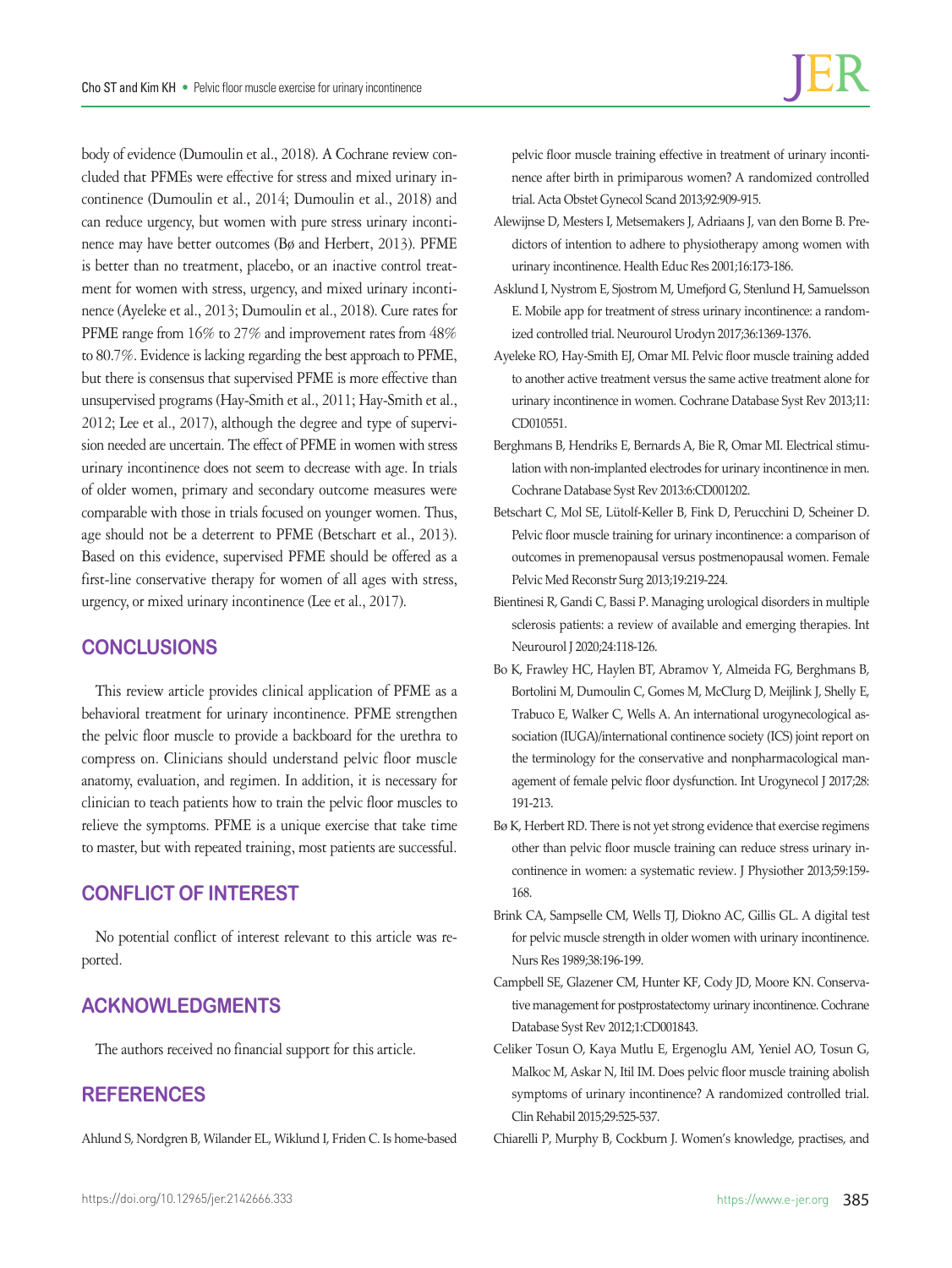body of evidence (Dumoulin et al., 2018). A Cochrane review concluded that PFMEs were effective for stress and mixed urinary incontinence (Dumoulin et al., 2014; Dumoulin et al., 2018) and can reduce urgency, but women with pure stress urinary incontinence may have better outcomes (Bø and Herbert, 2013). PFME is better than no treatment, placebo, or an inactive control treatment for women with stress, urgency, and mixed urinary incontinence (Ayeleke et al., 2013; Dumoulin et al., 2018). Cure rates for PFME range from 16% to 27% and improvement rates from 48% to 80.7%. Evidence is lacking regarding the best approach to PFME, but there is consensus that supervised PFME is more effective than unsupervised programs (Hay-Smith et al., 2011; Hay-Smith et al., 2012; Lee et al., 2017), although the degree and type of supervision needed are uncertain. The effect of PFME in women with stress urinary incontinence does not seem to decrease with age. In trials of older women, primary and secondary outcome measures were comparable with those in trials focused on younger women. Thus, age should not be a deterrent to PFME (Betschart et al., 2013). Based on this evidence, supervised PFME should be offered as a first-line conservative therapy for women of all ages with stress, urgency, or mixed urinary incontinence (Lee et al., 2017).

## CONCLUSIONS

This review article provides clinical application of PFME as a behavioral treatment for urinary incontinence. PFME strengthen the pelvic floor muscle to provide a backboard for the urethra to compress on. Clinicians should understand pelvic floor muscle anatomy, evaluation, and regimen. In addition, it is necessary for clinician to teach patients how to train the pelvic floor muscles to relieve the symptoms. PFME is a unique exercise that take time to master, but with repeated training, most patients are successful.

## CONFLICT OF INTEREST

No potential conflict of interest relevant to this article was reported.

## ACKNOWLEDGMENTS

The authors received no financial support for this article.

## REFERENCES

Ahlund S, Nordgren B, Wilander EL, Wiklund I, Friden C. Is home-based pelvic floor muscle training effective in treatment of urinary incontinence after birth in primiparous women? A randomized controlled trial. Acta Obstet Gynecol Scand 2013;92:909-915.

Alewijnse D, Mesters I, Metsemakers J, Adriaans J, van den Borne B. Predictors of intention to adhere to physiotherapy among women with urinary incontinence. Health Educ Res 2001;16:173-186.

Asklund I, Nystrom E, Sjostrom M, Umefjord G, Stenlund H, Samuelsson E. Mobile app for treatment of stress urinary incontinence: a randomized controlled trial. Neurourol Urodyn 2017;36:1369-1376.

Ayeleke RO, Hay-Smith EJ, Omar MI. Pelvic floor muscle training added to another active treatment versus the same active treatment alone for urinary incontinence in women. Cochrane Database Syst Rev 2013;11: CD010551.

Berghmans B, Hendriks E, Bernards A, Bie R, Omar MI. Electrical stimulation with non-implanted electrodes for urinary incontinence in men. Cochrane Database Syst Rev 2013:6:CD001202.

Betschart C, Mol SE, Lütolf-Keller B, Fink D, Perucchini D, Scheiner D. Pelvic floor muscle training for urinary incontinence: a comparison of outcomes in premenopausal versus postmenopausal women. Female Pelvic Med Reconstr Surg 2013;19:219-224.

Bientinesi R, Gandi C, Bassi P. Managing urological disorders in multiple sclerosis patients: a review of available and emerging therapies. Int Neurourol J 2020;24:118-126.

Bo K, Frawley HC, Haylen BT, Abramov Y, Almeida FG, Berghmans B, Bortolini M, Dumoulin C, Gomes M, McClurg D, Meijlink J, Shelly E, Trabuco E, Walker C, Wells A. An international urogynecological association (IUGA)/international continence society (ICS) joint report on the terminology for the conservative and nonpharmacological management of female pelvic floor dysfunction. Int Urogynecol J 2017;28: 191-213.

Bø K, Herbert RD. There is not yet strong evidence that exercise regimens other than pelvic floor muscle training can reduce stress urinary incontinence in women: a systematic review. J Physiother 2013;59:159-168.

Brink CA, Sampselle CM, Wells TJ, Diokno AC, Gillis GL. A digital test for pelvic muscle strength in older women with urinary incontinence. Nurs Res 1989;38:196-199.

Campbell SE, Glazener CM, Hunter KF, Cody JD, Moore KN. Conservative management for postprostatectomy urinary incontinence. Cochrane Database Syst Rev 2012;1:CD001843.

Celiker Tosun O, Kaya Mutlu E, Ergenoglu AM, Yeniel AO, Tosun G, Malkoc M, Askar N, Itil IM. Does pelvic floor muscle training abolish symptoms of urinary incontinence? A randomized controlled trial. Clin Rehabil 2015;29:525-537.

Chiarelli P, Murphy B, Cockburn J. Women's knowledge, practises, and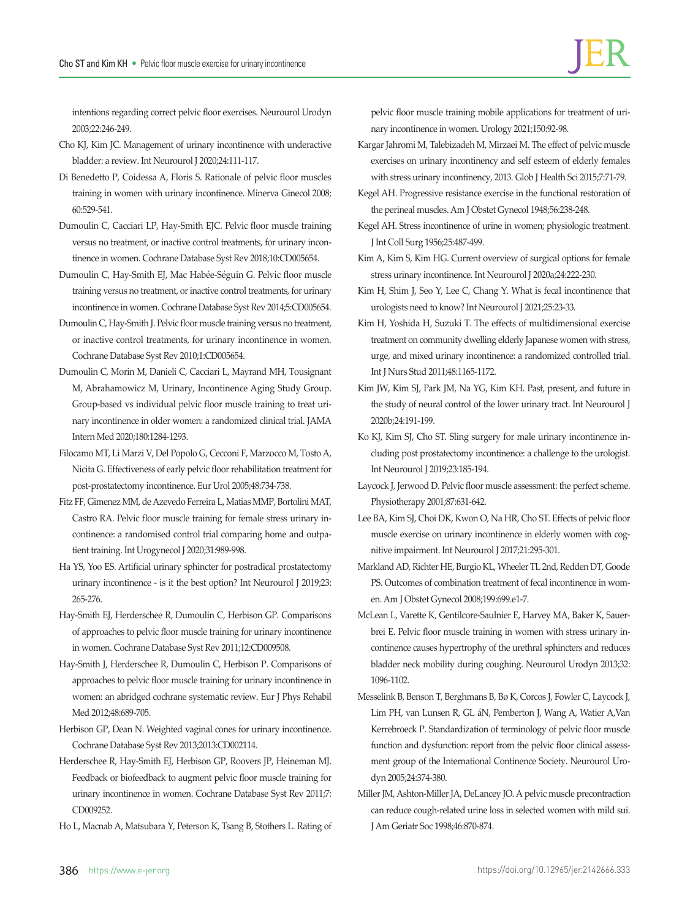intentions regarding correct pelvic floor exercises. Neurourol Urodyn 2003;22:246-249.

Cho KJ, Kim JC. Management of urinary incontinence with underactive bladder: a review. Int Neurourol J 2020;24:111-117.

Di Benedetto P, Coidessa A, Floris S. Rationale of pelvic floor muscles training in women with urinary incontinence. Minerva Ginecol 2008; 60:529-541.

Dumoulin C, Cacciari LP, Hay-Smith EJC. Pelvic floor muscle training versus no treatment, or inactive control treatments, for urinary incontinence in women. Cochrane Database Syst Rev 2018;10:CD005654.

Dumoulin C, Hay-Smith EJ, Mac Habée-Séguin G. Pelvic floor muscle training versus no treatment, or inactive control treatments, for urinary incontinence in women. Cochrane Database Syst Rev 2014;5:CD005654.

Dumoulin C, Hay-Smith J. Pelvic floor muscle training versus no treatment, or inactive control treatments, for urinary incontinence in women. Cochrane Database Syst Rev 2010;1:CD005654.

Dumoulin C, Morin M, Danieli C, Cacciari L, Mayrand MH, Tousignant M, Abrahamowicz M, Urinary, Incontinence Aging Study Group. Group-based vs individual pelvic floor muscle training to treat urinary incontinence in older women: a randomized clinical trial. JAMA Intern Med 2020;180:1284-1293.

Filocamo MT, Li Marzi V, Del Popolo G, Cecconi F, Marzocco M, Tosto A, Nicita G. Effectiveness of early pelvic floor rehabilitation treatment for post-prostatectomy incontinence. Eur Urol 2005;48:734-738.

Fitz FF, Gimenez MM, de Azevedo Ferreira L, Matias MMP, Bortolini MAT, Castro RA. Pelvic floor muscle training for female stress urinary incontinence: a randomised control trial comparing home and outpatient training. Int Urogynecol J 2020;31:989-998.

Ha YS, Yoo ES. Artificial urinary sphincter for postradical prostatectomy urinary incontinence - is it the best option? Int Neurourol J 2019;23: 265-276.

Hay-Smith EJ, Herderschee R, Dumoulin C, Herbison GP. Comparisons of approaches to pelvic floor muscle training for urinary incontinence in women. Cochrane Database Syst Rev 2011;12:CD009508.

Hay-Smith J, Herderschee R, Dumoulin C, Herbison P. Comparisons of approaches to pelvic floor muscle training for urinary incontinence in women: an abridged cochrane systematic review. Eur J Phys Rehabil Med 2012;48:689-705.

Herbison GP, Dean N. Weighted vaginal cones for urinary incontinence. Cochrane Database Syst Rev 2013;2013:CD002114.

Herderschee R, Hay-Smith EJ, Herbison GP, Roovers JP, Heineman MJ. Feedback or biofeedback to augment pelvic floor muscle training for urinary incontinence in women. Cochrane Database Syst Rev 2011;7: CD009252.

Ho L, Macnab A, Matsubara Y, Peterson K, Tsang B, Stothers L. Rating of pelvic floor muscle training mobile applications for treatment of urinary incontinence in women. Urology 2021;150:92-98.

Kargar Jahromi M, Talebizadeh M, Mirzaei M. The effect of pelvic muscle exercises on urinary incontinency and self esteem of elderly females with stress urinary incontinency, 2013. Glob J Health Sci 2015;7:71-79.

Kegel AH. Progressive resistance exercise in the functional restoration of the perineal muscles. Am J Obstet Gynecol 1948;56:238-248.

Kegel AH. Stress incontinence of urine in women; physiologic treatment. J Int Coll Surg 1956;25:487-499.

Kim A, Kim S, Kim HG. Current overview of surgical options for female stress urinary incontinence. Int Neurourol J 2020a;24:222-230.

Kim H, Shim J, Seo Y, Lee C, Chang Y. What is fecal incontinence that urologists need to know? Int Neurourol J 2021;25:23-33.

Kim H, Yoshida H, Suzuki T. The effects of multidimensional exercise treatment on community dwelling elderly Japanese women with stress, urge, and mixed urinary incontinence: a randomized controlled trial. Int J Nurs Stud 2011;48:1165-1172.

Kim JW, Kim SJ, Park JM, Na YG, Kim KH. Past, present, and future in the study of neural control of the lower urinary tract. Int Neurourol J 2020b;24:191-199.

Ko KJ, Kim SJ, Cho ST. Sling surgery for male urinary incontinence including post prostatectomy incontinence: a challenge to the urologist. Int Neurourol J 2019;23:185-194.

Laycock J, Jerwood D. Pelvic floor muscle assessment: the perfect scheme. Physiotherapy 2001;87:631-642.

Lee BA, Kim SJ, Choi DK, Kwon O, Na HR, Cho ST. Effects of pelvic floor muscle exercise on urinary incontinence in elderly women with cognitive impairment. Int Neurourol J 2017;21:295-301.

Markland AD, Richter HE, Burgio KL, Wheeler TL 2nd, Redden DT, Goode PS. Outcomes of combination treatment of fecal incontinence in women. Am J Obstet Gynecol 2008;199:699.e1-7.

McLean L, Varette K, Gentilcore-Saulnier E, Harvey MA, Baker K, Sauerbrei E. Pelvic floor muscle training in women with stress urinary incontinence causes hypertrophy of the urethral sphincters and reduces bladder neck mobility during coughing. Neurourol Urodyn 2013;32: 1096-1102.

Messelink B, Benson T, Berghmans B, Bø K, Corcos J, Fowler C, Laycock J, Lim PH, van Lunsen R, GL áN, Pemberton J, Wang A, Watier A,Van Kerrebroeck P. Standardization of terminology of pelvic floor muscle function and dysfunction: report from the pelvic floor clinical assessment group of the International Continence Society. Neurourol Urodyn 2005;24:374-380.

Miller JM, Ashton-Miller JA, DeLancey JO. A pelvic muscle precontraction can reduce cough-related urine loss in selected women with mild sui. J Am Geriatr Soc 1998;46:870-874.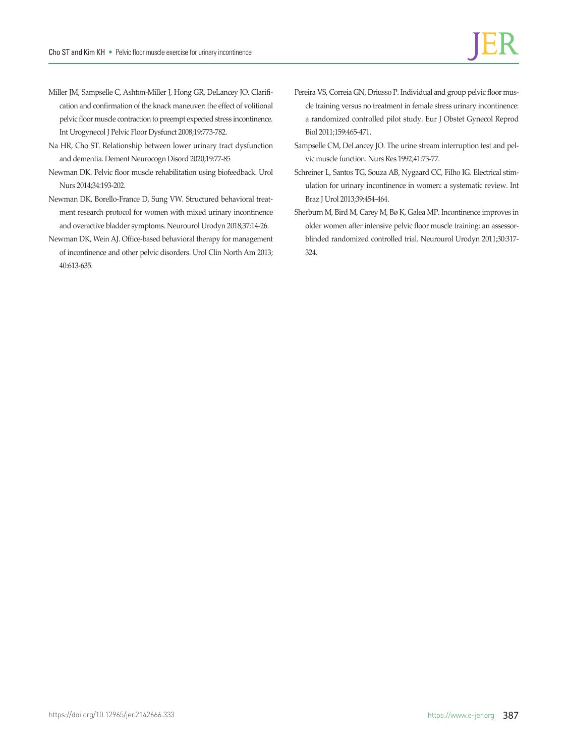Miller JM, Sampselle C, Ashton-Miller J, Hong GR, DeLancey JO. Clarification and confirmation of the knack maneuver: the effect of volitional pelvic floor muscle contraction to preempt expected stress incontinence. Int Urogynecol J Pelvic Floor Dysfunct 2008;19:773-782.

Na HR, Cho ST. Relationship between lower urinary tract dysfunction and dementia. Dement Neurocogn Disord 2020;19:77-85

Newman DK. Pelvic floor muscle rehabilitation using biofeedback. Urol Nurs 2014;34:193-202.

Newman DK, Borello-France D, Sung VW. Structured behavioral treatment research protocol for women with mixed urinary incontinence and overactive bladder symptoms. Neurourol Urodyn 2018;37:14-26.

Newman DK, Wein AJ. Office-based behavioral therapy for management of incontinence and other pelvic disorders. Urol Clin North Am 2013; 40:613-635.

Pereira VS, Correia GN, Driusso P. Individual and group pelvic floor muscle training versus no treatment in female stress urinary incontinence: a randomized controlled pilot study. Eur J Obstet Gynecol Reprod Biol 2011;159:465-471.

Sampselle CM, DeLancey JO. The urine stream interruption test and pelvic muscle function. Nurs Res 1992;41:73-77.

Schreiner L, Santos TG, Souza AB, Nygaard CC, Filho IG. Electrical stimulation for urinary incontinence in women: a systematic review. Int Braz J Urol 2013;39:454-464.

Sherburn M, Bird M, Carey M, Bø K, Galea MP. Incontinence improves in older women after intensive pelvic floor muscle training: an assessor-blinded randomized controlled trial. Neurourol Urodyn 2011;30:317-324.